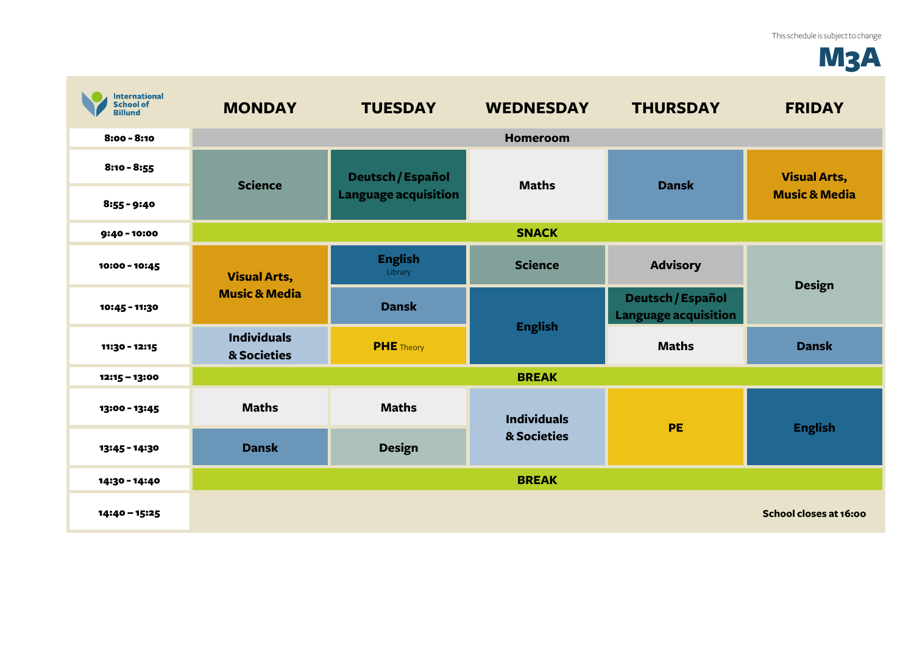This schedule is subject to change

# M3A

International School of Billund

| | MONDAY | TUESDAY | WEDNESDAY | THURSDAY | FRIDAY |
|---|---|---|---|---|---|
| 8:00 - 8:10 | Homeroom | | | | |
| 8:10 - 8:55 | Science | Deutsch / Español Language acquisition | Maths | Dansk | Visual Arts, Music & Media |
| 8:55 - 9:40 | Science | Deutsch / Español Language acquisition | Maths | Dansk | Visual Arts, Music & Media |
| 9:40 - 10:00 | SNACK | | | | |
| 10:00 - 10:45 | Visual Arts, Music & Media | English Library | Science | Advisory | Design |
| 10:45 - 11:30 | Visual Arts, Music & Media | Dansk | English | Deutsch / Español Language acquisition | Design |
| 11:30 - 12:15 | Individuals & Societies | PHE Theory | English | Maths | Dansk |
| 12:15 – 13:00 | BREAK | | | | |
| 13:00 - 13:45 | Maths | Maths | Individuals & Societies | PE | English |
| 13:45 - 14:30 | Dansk | Design | Individuals & Societies | PE | English |
| 14:30 - 14:40 | BREAK | | | | |
| 14:40 – 15:25 | | | | | School closes at 16:00 |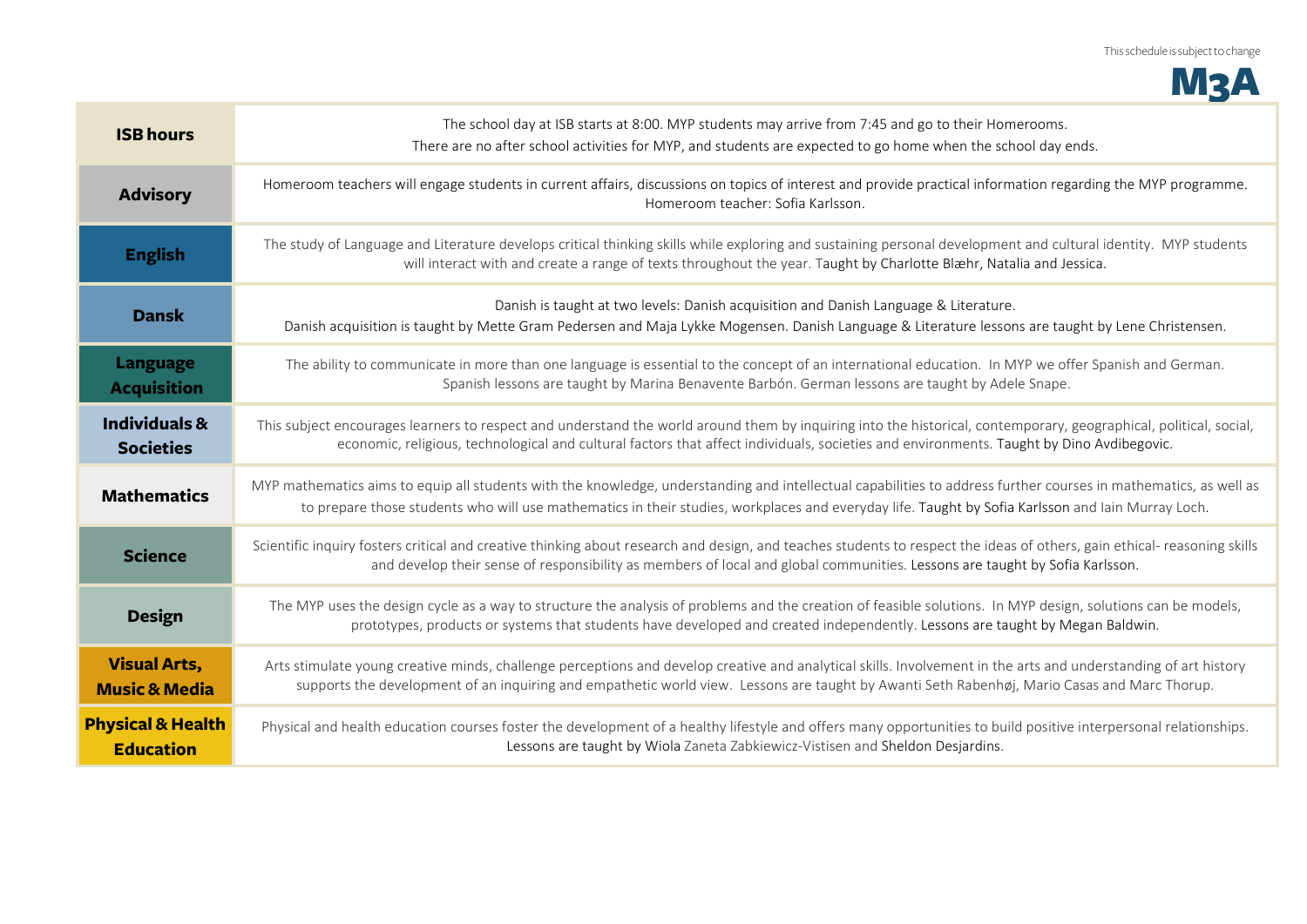This schedule is subject to change

# M3A

| | |
|---|---|
| **ISB hours** | The school day at ISB starts at 8:00. MYP students may arrive from 7:45 and go to their Homerooms. There are no after school activities for MYP, and students are expected to go home when the school day ends. |
| **Advisory** | Homeroom teachers will engage students in current affairs, discussions on topics of interest and provide practical information regarding the MYP programme. Homeroom teacher: Sofia Karlsson. |
| **English** | The study of Language and Literature develops critical thinking skills while exploring and sustaining personal development and cultural identity. MYP students will interact with and create a range of texts throughout the year. Taught by Charlotte Blæhr, Natalia and Jessica. |
| **Dansk** | Danish is taught at two levels: Danish acquisition and Danish Language & Literature. Danish acquisition is taught by Mette Gram Pedersen and Maja Lykke Mogensen. Danish Language & Literature lessons are taught by Lene Christensen. |
| **Language Acquisition** | The ability to communicate in more than one language is essential to the concept of an international education. In MYP we offer Spanish and German. Spanish lessons are taught by Marina Benavente Barbón. German lessons are taught by Adele Snape. |
| **Individuals & Societies** | This subject encourages learners to respect and understand the world around them by inquiring into the historical, contemporary, geographical, political, social, economic, religious, technological and cultural factors that affect individuals, societies and environments. Taught by Dino Avdibegovic. |
| **Mathematics** | MYP mathematics aims to equip all students with the knowledge, understanding and intellectual capabilities to address further courses in mathematics, as well as to prepare those students who will use mathematics in their studies, workplaces and everyday life. Taught by Sofia Karlsson and Iain Murray Loch. |
| **Science** | Scientific inquiry fosters critical and creative thinking about research and design, and teaches students to respect the ideas of others, gain ethical- reasoning skills and develop their sense of responsibility as members of local and global communities. Lessons are taught by Sofia Karlsson. |
| **Design** | The MYP uses the design cycle as a way to structure the analysis of problems and the creation of feasible solutions. In MYP design, solutions can be models, prototypes, products or systems that students have developed and created independently. Lessons are taught by Megan Baldwin. |
| **Visual Arts, Music & Media** | Arts stimulate young creative minds, challenge perceptions and develop creative and analytical skills. Involvement in the arts and understanding of art history supports the development of an inquiring and empathetic world view. Lessons are taught by Awanti Seth Rabenhøj, Mario Casas and Marc Thorup. |
| **Physical & Health Education** | Physical and health education courses foster the development of a healthy lifestyle and offers many opportunities to build positive interpersonal relationships. Lessons are taught by Wiola Zaneta Zabkiewicz-Vistisen and Sheldon Desjardins. |